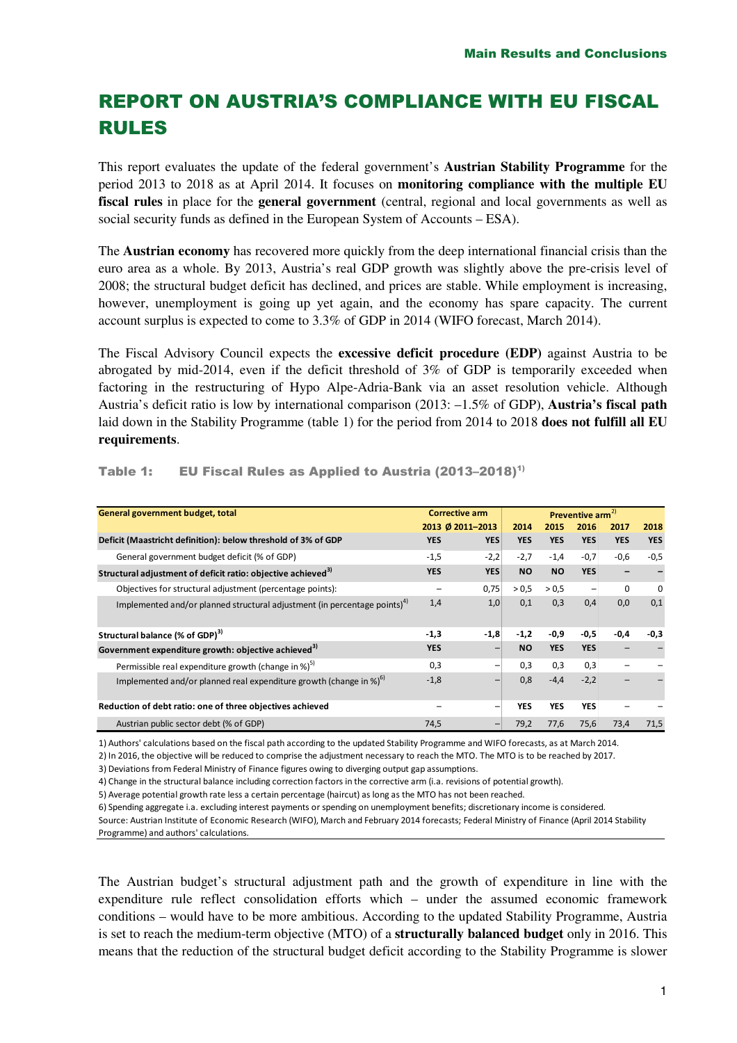# REPORT ON AUSTRIA'S COMPLIANCE WITH EU FISCAL RULES

This report evaluates the update of the federal government's **Austrian Stability Programme** for the period 2013 to 2018 as at April 2014. It focuses on **monitoring compliance with the multiple EU fiscal rules** in place for the **general government** (central, regional and local governments as well as social security funds as defined in the European System of Accounts – ESA).

The **Austrian economy** has recovered more quickly from the deep international financial crisis than the euro area as a whole. By 2013, Austria's real GDP growth was slightly above the pre-crisis level of 2008; the structural budget deficit has declined, and prices are stable. While employment is increasing, however, unemployment is going up yet again, and the economy has spare capacity. The current account surplus is expected to come to 3.3% of GDP in 2014 (WIFO forecast, March 2014).

The Fiscal Advisory Council expects the **excessive deficit procedure (EDP)** against Austria to be abrogated by mid-2014, even if the deficit threshold of 3% of GDP is temporarily exceeded when factoring in the restructuring of Hypo Alpe-Adria-Bank via an asset resolution vehicle. Although Austria's deficit ratio is low by international comparison (2013: –1.5% of GDP), **Austria's fiscal path** laid down in the Stability Programme (table 1) for the period from 2014 to 2018 **does not fulfill all EU requirements**.

**Table 1: EU Fiscal Rules as Applied to Austria (2013–2018)[1)]**

| General government budget, total | Corrective arm | | Preventive arm[2)] | | | | |
|---|---|---|---|---|---|---|---|
| | 2013 | Ø 2011–2013 | 2014 | 2015 | 2016 | 2017 | 2018 |
| **Deficit (Maastricht definition): below threshold of 3% of GDP** | **YES** | **YES** | **YES** | **YES** | **YES** | **YES** | **YES** |
| General government budget deficit (% of GDP) | -1,5 | -2,2 | -2,7 | -1,4 | -0,7 | -0,6 | -0,5 |
| **Structural adjustment of deficit ratio: objective achieved[3)]** | **YES** | **YES** | **NO** | **NO** | **YES** | **–** | **–** |
| Objectives for structural adjustment (percentage points): | – | 0,75 | > 0,5 | > 0,5 | – | 0 | 0 |
| Implemented and/or planned structural adjustment (in percentage points)[4)] | 1,4 | 1,0 | 0,1 | 0,3 | 0,4 | 0,0 | 0,1 |
| **Structural balance (% of GDP)[3)]** | **-1,3** | **-1,8** | **-1,2** | **-0,9** | **-0,5** | **-0,4** | **-0,3** |
| **Government expenditure growth: objective achieved[3)]** | **YES** | **–** | **NO** | **YES** | **YES** | **–** | **–** |
| Permissible real expenditure growth (change in %)[5)] | 0,3 | – | 0,3 | 0,3 | 0,3 | – | – |
| Implemented and/or planned real expenditure growth (change in %)[6)] | -1,8 | – | 0,8 | -4,4 | -2,2 | – | – |
| **Reduction of debt ratio: one of three objectives achieved** | – | – | **YES** | **YES** | **YES** | – | – |
| Austrian public sector debt (% of GDP) | 74,5 | – | 79,2 | 77,6 | 75,6 | 73,4 | 71,5 |

1) Authors' calculations based on the fiscal path according to the updated Stability Programme and WIFO forecasts, as at March 2014.
2) In 2016, the objective will be reduced to comprise the adjustment necessary to reach the MTO. The MTO is to be reached by 2017.
3) Deviations from Federal Ministry of Finance figures owing to diverging output gap assumptions.
4) Change in the structural balance including correction factors in the corrective arm (i.a. revisions of potential growth).
5) Average potential growth rate less a certain percentage (haircut) as long as the MTO has not been reached.
6) Spending aggregate i.a. excluding interest payments or spending on unemployment benefits; discretionary income is considered.
Source: Austrian Institute of Economic Research (WIFO), March and February 2014 forecasts; Federal Ministry of Finance (April 2014 Stability Programme) and authors' calculations.

The Austrian budget's structural adjustment path and the growth of expenditure in line with the expenditure rule reflect consolidation efforts which – under the assumed economic framework conditions – would have to be more ambitious. According to the updated Stability Programme, Austria is set to reach the medium-term objective (MTO) of a **structurally balanced budget** only in 2016. This means that the reduction of the structural budget deficit according to the Stability Programme is slower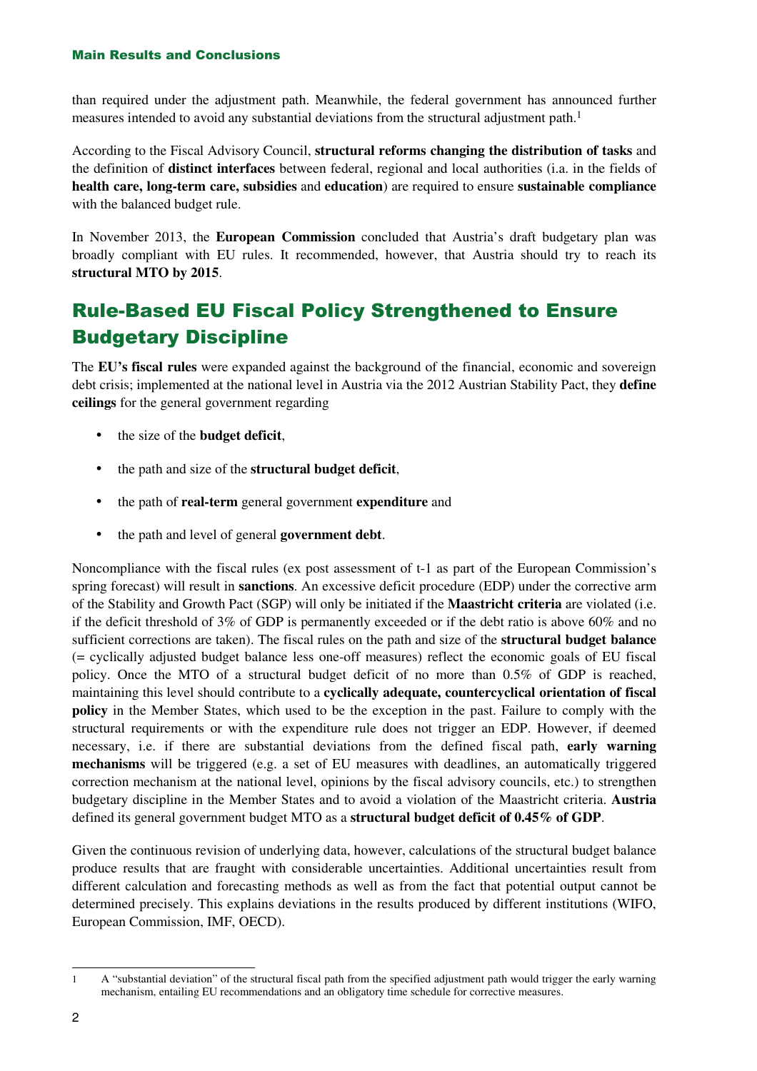than required under the adjustment path. Meanwhile, the federal government has announced further measures intended to avoid any substantial deviations from the structural adjustment path.[1]

According to the Fiscal Advisory Council, **structural reforms changing the distribution of tasks** and the definition of **distinct interfaces** between federal, regional and local authorities (i.a. in the fields of **health care, long-term care, subsidies** and **education**) are required to ensure **sustainable compliance** with the balanced budget rule.

In November 2013, the **European Commission** concluded that Austria's draft budgetary plan was broadly compliant with EU rules. It recommended, however, that Austria should try to reach its **structural MTO by 2015**.

## Rule-Based EU Fiscal Policy Strengthened to Ensure Budgetary Discipline

The **EU's fiscal rules** were expanded against the background of the financial, economic and sovereign debt crisis; implemented at the national level in Austria via the 2012 Austrian Stability Pact, they **define ceilings** for the general government regarding

- the size of the **budget deficit**,
- the path and size of the **structural budget deficit**,
- the path of **real-term** general government **expenditure** and
- the path and level of general **government debt**.

Noncompliance with the fiscal rules (ex post assessment of t-1 as part of the European Commission's spring forecast) will result in **sanctions**. An excessive deficit procedure (EDP) under the corrective arm of the Stability and Growth Pact (SGP) will only be initiated if the **Maastricht criteria** are violated (i.e. if the deficit threshold of 3% of GDP is permanently exceeded or if the debt ratio is above 60% and no sufficient corrections are taken). The fiscal rules on the path and size of the **structural budget balance** (= cyclically adjusted budget balance less one-off measures) reflect the economic goals of EU fiscal policy. Once the MTO of a structural budget deficit of no more than 0.5% of GDP is reached, maintaining this level should contribute to a **cyclically adequate, countercyclical orientation of fiscal policy** in the Member States, which used to be the exception in the past. Failure to comply with the structural requirements or with the expenditure rule does not trigger an EDP. However, if deemed necessary, i.e. if there are substantial deviations from the defined fiscal path, **early warning mechanisms** will be triggered (e.g. a set of EU measures with deadlines, an automatically triggered correction mechanism at the national level, opinions by the fiscal advisory councils, etc.) to strengthen budgetary discipline in the Member States and to avoid a violation of the Maastricht criteria. **Austria** defined its general government budget MTO as a **structural budget deficit of 0.45% of GDP**.

Given the continuous revision of underlying data, however, calculations of the structural budget balance produce results that are fraught with considerable uncertainties. Additional uncertainties result from different calculation and forecasting methods as well as from the fact that potential output cannot be determined precisely. This explains deviations in the results produced by different institutions (WIFO, European Commission, IMF, OECD).

---

[1] A "substantial deviation" of the structural fiscal path from the specified adjustment path would trigger the early warning mechanism, entailing EU recommendations and an obligatory time schedule for corrective measures.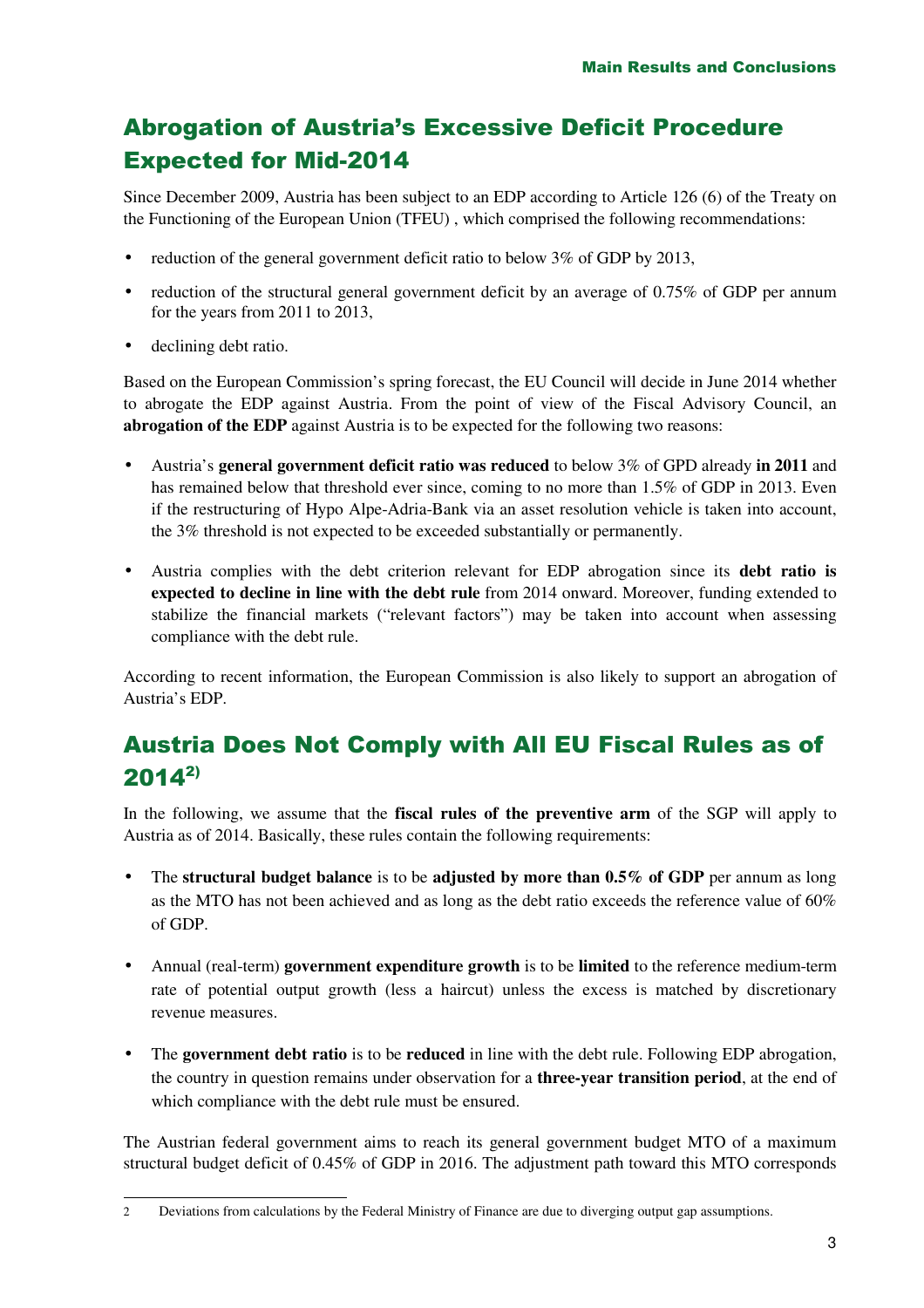## Abrogation of Austria's Excessive Deficit Procedure Expected for Mid-2014

Since December 2009, Austria has been subject to an EDP according to Article 126 (6) of the Treaty on the Functioning of the European Union (TFEU) , which comprised the following recommendations:

- reduction of the general government deficit ratio to below 3% of GDP by 2013,
- reduction of the structural general government deficit by an average of 0.75% of GDP per annum for the years from 2011 to 2013,
- declining debt ratio.

Based on the European Commission's spring forecast, the EU Council will decide in June 2014 whether to abrogate the EDP against Austria. From the point of view of the Fiscal Advisory Council, an **abrogation of the EDP** against Austria is to be expected for the following two reasons:

- Austria's **general government deficit ratio was reduced** to below 3% of GPD already **in 2011** and has remained below that threshold ever since, coming to no more than 1.5% of GDP in 2013. Even if the restructuring of Hypo Alpe-Adria-Bank via an asset resolution vehicle is taken into account, the 3% threshold is not expected to be exceeded substantially or permanently.
- Austria complies with the debt criterion relevant for EDP abrogation since its **debt ratio is expected to decline in line with the debt rule** from 2014 onward. Moreover, funding extended to stabilize the financial markets ("relevant factors") may be taken into account when assessing compliance with the debt rule.

According to recent information, the European Commission is also likely to support an abrogation of Austria's EDP.

## Austria Does Not Comply with All EU Fiscal Rules as of 2014[2)]

In the following, we assume that the **fiscal rules of the preventive arm** of the SGP will apply to Austria as of 2014. Basically, these rules contain the following requirements:

- The **structural budget balance** is to be **adjusted by more than 0.5% of GDP** per annum as long as the MTO has not been achieved and as long as the debt ratio exceeds the reference value of 60% of GDP.
- Annual (real-term) **government expenditure growth** is to be **limited** to the reference medium-term rate of potential output growth (less a haircut) unless the excess is matched by discretionary revenue measures.
- The **government debt ratio** is to be **reduced** in line with the debt rule. Following EDP abrogation, the country in question remains under observation for a **three-year transition period**, at the end of which compliance with the debt rule must be ensured.

The Austrian federal government aims to reach its general government budget MTO of a maximum structural budget deficit of 0.45% of GDP in 2016. The adjustment path toward this MTO corresponds

2 Deviations from calculations by the Federal Ministry of Finance are due to diverging output gap assumptions.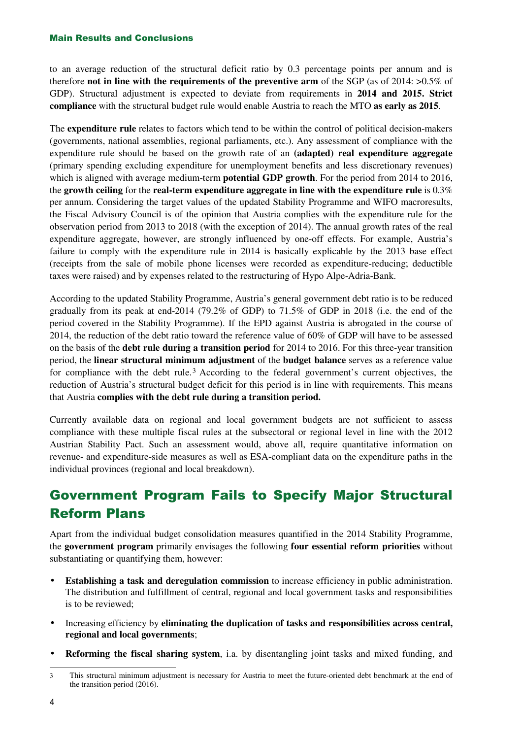to an average reduction of the structural deficit ratio by 0.3 percentage points per annum and is therefore **not in line with the requirements of the preventive arm** of the SGP (as of 2014: >0.5% of GDP). Structural adjustment is expected to deviate from requirements in **2014 and 2015. Strict compliance** with the structural budget rule would enable Austria to reach the MTO **as early as 2015**.

The **expenditure rule** relates to factors which tend to be within the control of political decision-makers (governments, national assemblies, regional parliaments, etc.). Any assessment of compliance with the expenditure rule should be based on the growth rate of an **(adapted) real expenditure aggregate** (primary spending excluding expenditure for unemployment benefits and less discretionary revenues) which is aligned with average medium-term **potential GDP growth**. For the period from 2014 to 2016, the **growth ceiling** for the **real-term expenditure aggregate in line with the expenditure rule** is 0.3% per annum. Considering the target values of the updated Stability Programme and WIFO macroresults, the Fiscal Advisory Council is of the opinion that Austria complies with the expenditure rule for the observation period from 2013 to 2018 (with the exception of 2014). The annual growth rates of the real expenditure aggregate, however, are strongly influenced by one-off effects. For example, Austria's failure to comply with the expenditure rule in 2014 is basically explicable by the 2013 base effect (receipts from the sale of mobile phone licenses were recorded as expenditure-reducing; deductible taxes were raised) and by expenses related to the restructuring of Hypo Alpe-Adria-Bank.

According to the updated Stability Programme, Austria's general government debt ratio is to be reduced gradually from its peak at end-2014 (79.2% of GDP) to 71.5% of GDP in 2018 (i.e. the end of the period covered in the Stability Programme). If the EPD against Austria is abrogated in the course of 2014, the reduction of the debt ratio toward the reference value of 60% of GDP will have to be assessed on the basis of the **debt rule during a transition period** for 2014 to 2016. For this three-year transition period, the **linear structural minimum adjustment** of the **budget balance** serves as a reference value for compliance with the debt rule.[3] According to the federal government's current objectives, the reduction of Austria's structural budget deficit for this period is in line with requirements. This means that Austria **complies with the debt rule during a transition period.**

Currently available data on regional and local government budgets are not sufficient to assess compliance with these multiple fiscal rules at the subsectoral or regional level in line with the 2012 Austrian Stability Pact. Such an assessment would, above all, require quantitative information on revenue- and expenditure-side measures as well as ESA-compliant data on the expenditure paths in the individual provinces (regional and local breakdown).

## Government Program Fails to Specify Major Structural Reform Plans

Apart from the individual budget consolidation measures quantified in the 2014 Stability Programme, the **government program** primarily envisages the following **four essential reform priorities** without substantiating or quantifying them, however:

- **Establishing a task and deregulation commission** to increase efficiency in public administration. The distribution and fulfillment of central, regional and local government tasks and responsibilities is to be reviewed;
- Increasing efficiency by **eliminating the duplication of tasks and responsibilities across central, regional and local governments**;
- **Reforming the fiscal sharing system**, i.a. by disentangling joint tasks and mixed funding, and

---

3 This structural minimum adjustment is necessary for Austria to meet the future-oriented debt benchmark at the end of the transition period (2016).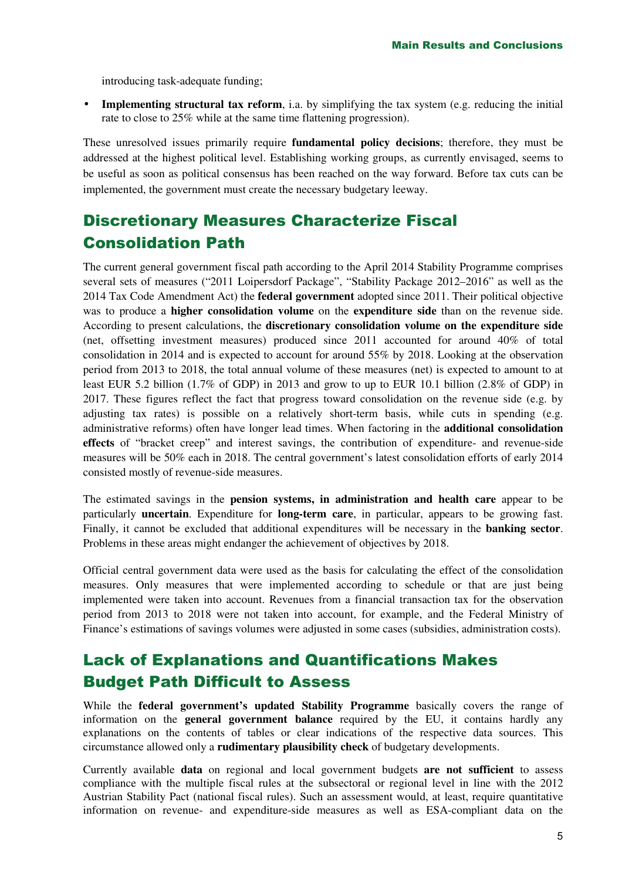introducing task-adequate funding;

- **Implementing structural tax reform**, i.a. by simplifying the tax system (e.g. reducing the initial rate to close to 25% while at the same time flattening progression).

These unresolved issues primarily require **fundamental policy decisions**; therefore, they must be addressed at the highest political level. Establishing working groups, as currently envisaged, seems to be useful as soon as political consensus has been reached on the way forward. Before tax cuts can be implemented, the government must create the necessary budgetary leeway.

## Discretionary Measures Characterize Fiscal Consolidation Path

The current general government fiscal path according to the April 2014 Stability Programme comprises several sets of measures ("2011 Loipersdorf Package", "Stability Package 2012–2016" as well as the 2014 Tax Code Amendment Act) the **federal government** adopted since 2011. Their political objective was to produce a **higher consolidation volume** on the **expenditure side** than on the revenue side. According to present calculations, the **discretionary consolidation volume on the expenditure side** (net, offsetting investment measures) produced since 2011 accounted for around 40% of total consolidation in 2014 and is expected to account for around 55% by 2018. Looking at the observation period from 2013 to 2018, the total annual volume of these measures (net) is expected to amount to at least EUR 5.2 billion (1.7% of GDP) in 2013 and grow to up to EUR 10.1 billion (2.8% of GDP) in 2017. These figures reflect the fact that progress toward consolidation on the revenue side (e.g. by adjusting tax rates) is possible on a relatively short-term basis, while cuts in spending (e.g. administrative reforms) often have longer lead times. When factoring in the **additional consolidation effects** of "bracket creep" and interest savings, the contribution of expenditure- and revenue-side measures will be 50% each in 2018. The central government's latest consolidation efforts of early 2014 consisted mostly of revenue-side measures.

The estimated savings in the **pension systems, in administration and health care** appear to be particularly **uncertain**. Expenditure for **long-term care**, in particular, appears to be growing fast. Finally, it cannot be excluded that additional expenditures will be necessary in the **banking sector**. Problems in these areas might endanger the achievement of objectives by 2018.

Official central government data were used as the basis for calculating the effect of the consolidation measures. Only measures that were implemented according to schedule or that are just being implemented were taken into account. Revenues from a financial transaction tax for the observation period from 2013 to 2018 were not taken into account, for example, and the Federal Ministry of Finance's estimations of savings volumes were adjusted in some cases (subsidies, administration costs).

## Lack of Explanations and Quantifications Makes Budget Path Difficult to Assess

While the **federal government's updated Stability Programme** basically covers the range of information on the **general government balance** required by the EU, it contains hardly any explanations on the contents of tables or clear indications of the respective data sources. This circumstance allowed only a **rudimentary plausibility check** of budgetary developments.

Currently available **data** on regional and local government budgets **are not sufficient** to assess compliance with the multiple fiscal rules at the subsectoral or regional level in line with the 2012 Austrian Stability Pact (national fiscal rules). Such an assessment would, at least, require quantitative information on revenue- and expenditure-side measures as well as ESA-compliant data on the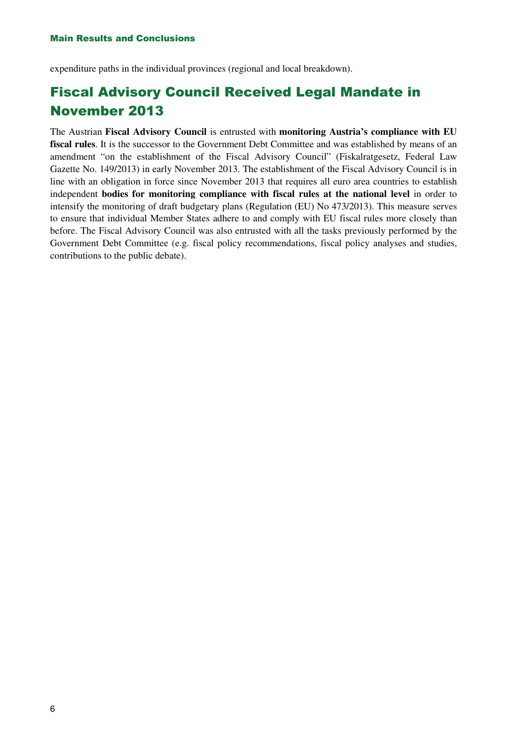expenditure paths in the individual provinces (regional and local breakdown).

## Fiscal Advisory Council Received Legal Mandate in November 2013

The Austrian **Fiscal Advisory Council** is entrusted with **monitoring Austria's compliance with EU fiscal rules**. It is the successor to the Government Debt Committee and was established by means of an amendment "on the establishment of the Fiscal Advisory Council" (Fiskalratgesetz, Federal Law Gazette No. 149/2013) in early November 2013. The establishment of the Fiscal Advisory Council is in line with an obligation in force since November 2013 that requires all euro area countries to establish independent **bodies for monitoring compliance with fiscal rules at the national level** in order to intensify the monitoring of draft budgetary plans (Regulation (EU) No 473/2013). This measure serves to ensure that individual Member States adhere to and comply with EU fiscal rules more closely than before. The Fiscal Advisory Council was also entrusted with all the tasks previously performed by the Government Debt Committee (e.g. fiscal policy recommendations, fiscal policy analyses and studies, contributions to the public debate).